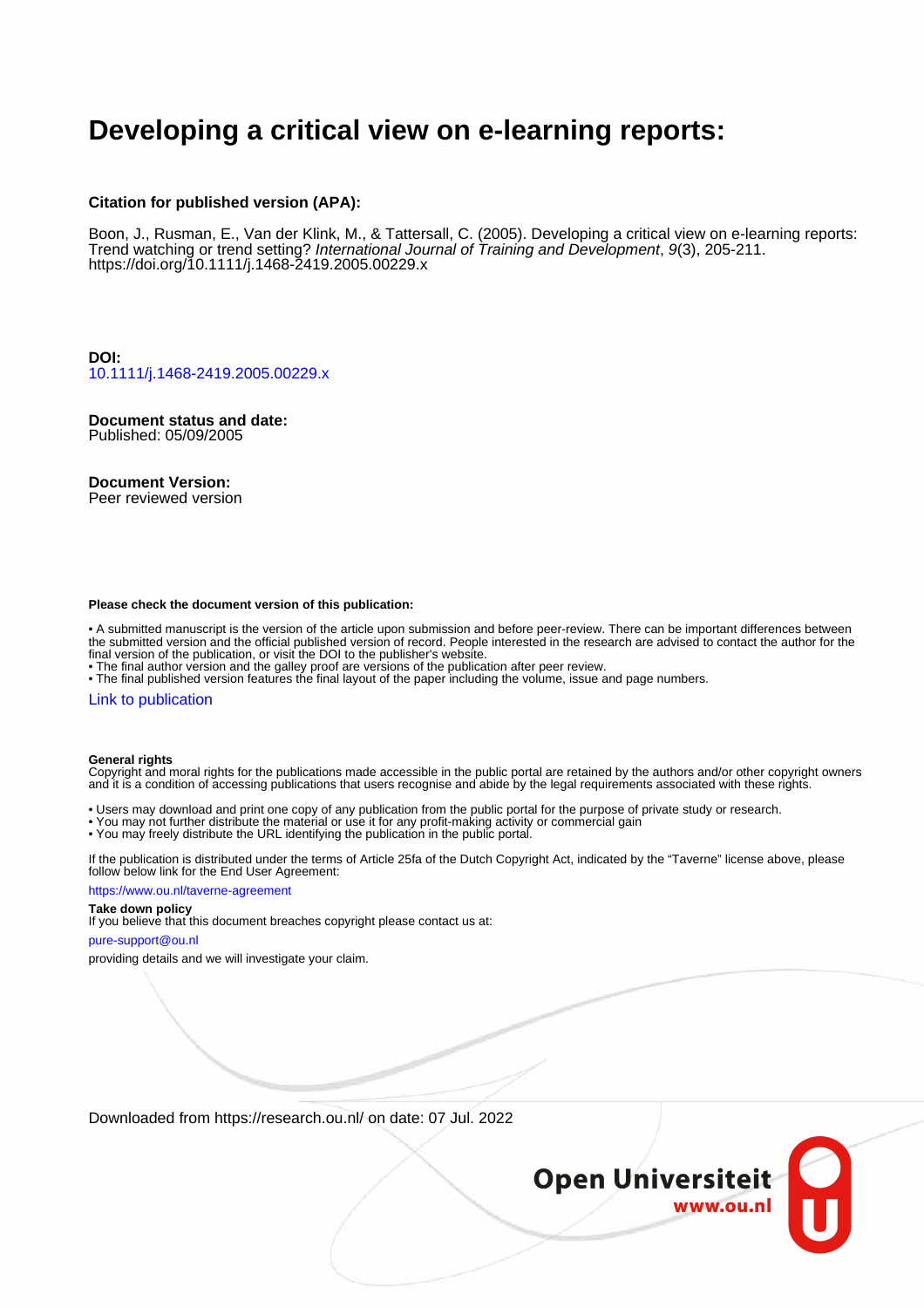# Developing a critical view on e-learning reports:

**Citation for published version (APA):**

Boon, J., Rusman, E., Van der Klink, M., & Tattersall, C. (2005). Developing a critical view on e-learning reports: Trend watching or trend setting? *International Journal of Training and Development*, *9*(3), 205-211. https://doi.org/10.1111/j.1468-2419.2005.00229.x

**DOI:**
10.1111/j.1468-2419.2005.00229.x

**Document status and date:**
Published: 05/09/2005

**Document Version:**
Peer reviewed version

**Please check the document version of this publication:**

• A submitted manuscript is the version of the article upon submission and before peer-review. There can be important differences between the submitted version and the official published version of record. People interested in the research are advised to contact the author for the final version of the publication, or visit the DOI to the publisher's website.
• The final author version and the galley proof are versions of the publication after peer review.
• The final published version features the final layout of the paper including the volume, issue and page numbers.

Link to publication

**General rights**
Copyright and moral rights for the publications made accessible in the public portal are retained by the authors and/or other copyright owners and it is a condition of accessing publications that users recognise and abide by the legal requirements associated with these rights.

• Users may download and print one copy of any publication from the public portal for the purpose of private study or research.
• You may not further distribute the material or use it for any profit-making activity or commercial gain
• You may freely distribute the URL identifying the publication in the public portal.

If the publication is distributed under the terms of Article 25fa of the Dutch Copyright Act, indicated by the "Taverne" license above, please follow below link for the End User Agreement:

https://www.ou.nl/taverne-agreement

**Take down policy**
If you believe that this document breaches copyright please contact us at:

pure-support@ou.nl

providing details and we will investigate your claim.

Downloaded from https://research.ou.nl/ on date: 07 Jul. 2022

Open Universiteit
www.ou.nl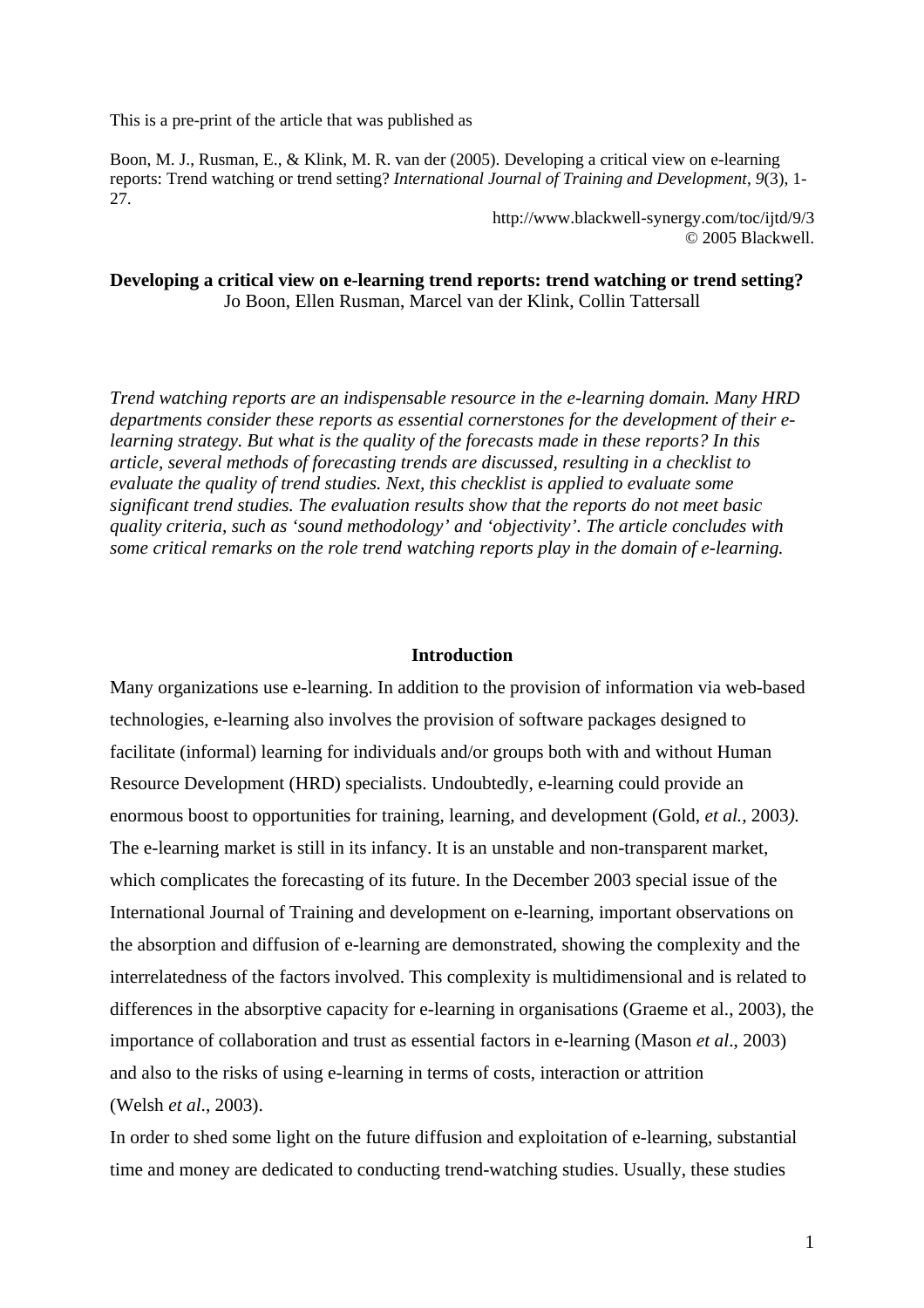This is a pre-print of the article that was published as

Boon, M. J., Rusman, E., & Klink, M. R. van der (2005). Developing a critical view on e-learning reports: Trend watching or trend setting? *International Journal of Training and Development*, *9*(3), 1-27.

http://www.blackwell-synergy.com/toc/ijtd/9/3
© 2005 Blackwell.

**Developing a critical view on e-learning trend reports: trend watching or trend setting?**
Jo Boon, Ellen Rusman, Marcel van der Klink, Collin Tattersall

*Trend watching reports are an indispensable resource in the e-learning domain. Many HRD departments consider these reports as essential cornerstones for the development of their e-learning strategy. But what is the quality of the forecasts made in these reports? In this article, several methods of forecasting trends are discussed, resulting in a checklist to evaluate the quality of trend studies. Next, this checklist is applied to evaluate some significant trend studies. The evaluation results show that the reports do not meet basic quality criteria, such as 'sound methodology' and 'objectivity'. The article concludes with some critical remarks on the role trend watching reports play in the domain of e-learning.*

## Introduction

Many organizations use e-learning. In addition to the provision of information via web-based technologies, e-learning also involves the provision of software packages designed to facilitate (informal) learning for individuals and/or groups both with and without Human Resource Development (HRD) specialists. Undoubtedly, e-learning could provide an enormous boost to opportunities for training, learning, and development (Gold, *et al.*, 2003). The e-learning market is still in its infancy. It is an unstable and non-transparent market, which complicates the forecasting of its future. In the December 2003 special issue of the International Journal of Training and development on e-learning, important observations on the absorption and diffusion of e-learning are demonstrated, showing the complexity and the interrelatedness of the factors involved. This complexity is multidimensional and is related to differences in the absorptive capacity for e-learning in organisations (Graeme et al., 2003), the importance of collaboration and trust as essential factors in e-learning (Mason *et al*., 2003) and also to the risks of using e-learning in terms of costs, interaction or attrition (Welsh *et al*., 2003).

In order to shed some light on the future diffusion and exploitation of e-learning, substantial time and money are dedicated to conducting trend-watching studies. Usually, these studies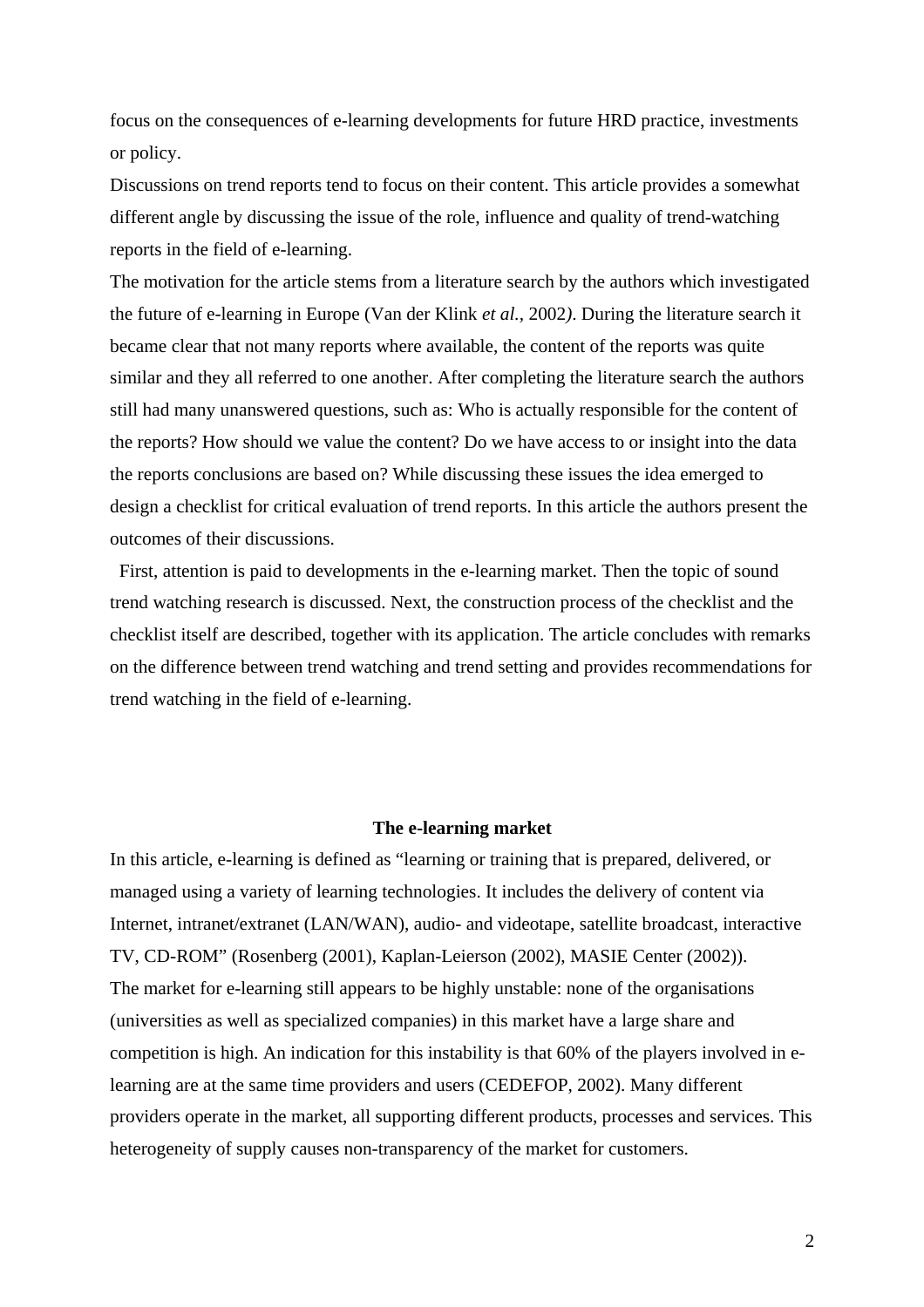focus on the consequences of e-learning developments for future HRD practice, investments or policy.

Discussions on trend reports tend to focus on their content. This article provides a somewhat different angle by discussing the issue of the role, influence and quality of trend-watching reports in the field of e-learning.

The motivation for the article stems from a literature search by the authors which investigated the future of e-learning in Europe (Van der Klink *et al.*, 2002*)*. During the literature search it became clear that not many reports where available, the content of the reports was quite similar and they all referred to one another. After completing the literature search the authors still had many unanswered questions, such as: Who is actually responsible for the content of the reports? How should we value the content? Do we have access to or insight into the data the reports conclusions are based on? While discussing these issues the idea emerged to design a checklist for critical evaluation of trend reports. In this article the authors present the outcomes of their discussions.

First, attention is paid to developments in the e-learning market. Then the topic of sound trend watching research is discussed. Next, the construction process of the checklist and the checklist itself are described, together with its application. The article concludes with remarks on the difference between trend watching and trend setting and provides recommendations for trend watching in the field of e-learning.

## The e-learning market

In this article, e-learning is defined as "learning or training that is prepared, delivered, or managed using a variety of learning technologies. It includes the delivery of content via Internet, intranet/extranet (LAN/WAN), audio- and videotape, satellite broadcast, interactive TV, CD-ROM" (Rosenberg (2001), Kaplan-Leierson (2002), MASIE Center (2002)).

The market for e-learning still appears to be highly unstable: none of the organisations (universities as well as specialized companies) in this market have a large share and competition is high. An indication for this instability is that 60% of the players involved in e-learning are at the same time providers and users (CEDEFOP, 2002). Many different providers operate in the market, all supporting different products, processes and services. This heterogeneity of supply causes non-transparency of the market for customers.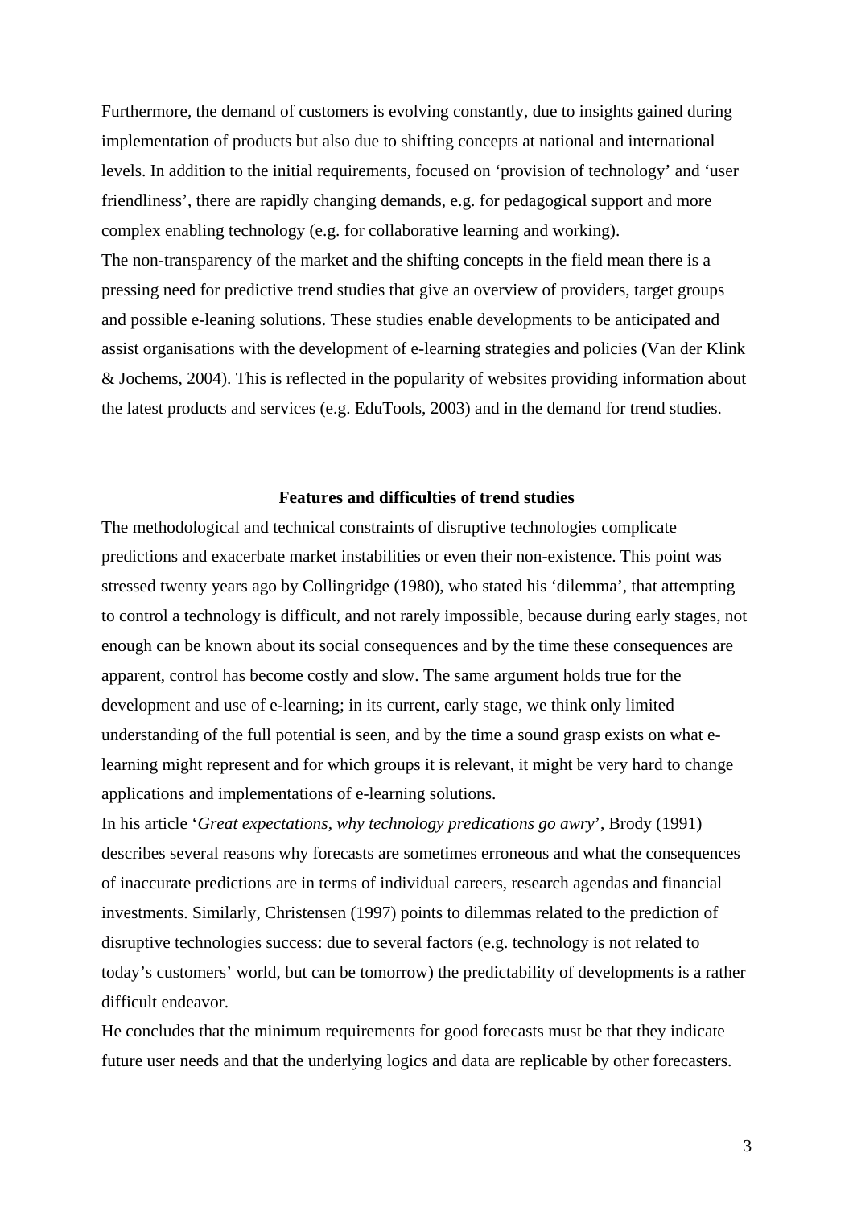Furthermore, the demand of customers is evolving constantly, due to insights gained during implementation of products but also due to shifting concepts at national and international levels. In addition to the initial requirements, focused on 'provision of technology' and 'user friendliness', there are rapidly changing demands, e.g. for pedagogical support and more complex enabling technology (e.g. for collaborative learning and working).

The non-transparency of the market and the shifting concepts in the field mean there is a pressing need for predictive trend studies that give an overview of providers, target groups and possible e-leaning solutions. These studies enable developments to be anticipated and assist organisations with the development of e-learning strategies and policies (Van der Klink & Jochems, 2004). This is reflected in the popularity of websites providing information about the latest products and services (e.g. EduTools, 2003) and in the demand for trend studies.

## Features and difficulties of trend studies

The methodological and technical constraints of disruptive technologies complicate predictions and exacerbate market instabilities or even their non-existence. This point was stressed twenty years ago by Collingridge (1980), who stated his 'dilemma', that attempting to control a technology is difficult, and not rarely impossible, because during early stages, not enough can be known about its social consequences and by the time these consequences are apparent, control has become costly and slow. The same argument holds true for the development and use of e-learning; in its current, early stage, we think only limited understanding of the full potential is seen, and by the time a sound grasp exists on what e-learning might represent and for which groups it is relevant, it might be very hard to change applications and implementations of e-learning solutions.

In his article '*Great expectations, why technology predications go awry*', Brody (1991) describes several reasons why forecasts are sometimes erroneous and what the consequences of inaccurate predictions are in terms of individual careers, research agendas and financial investments. Similarly, Christensen (1997) points to dilemmas related to the prediction of disruptive technologies success: due to several factors (e.g. technology is not related to today's customers' world, but can be tomorrow) the predictability of developments is a rather difficult endeavor.

He concludes that the minimum requirements for good forecasts must be that they indicate future user needs and that the underlying logics and data are replicable by other forecasters.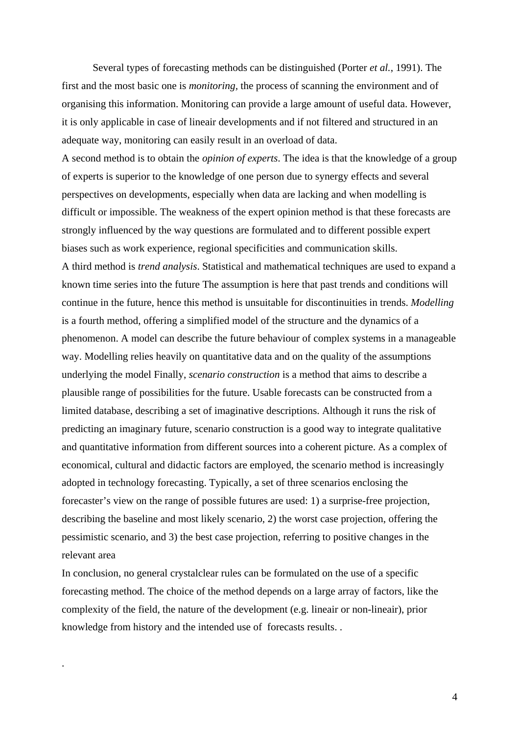Several types of forecasting methods can be distinguished (Porter *et al.*, 1991). The first and the most basic one is *monitoring*, the process of scanning the environment and of organising this information. Monitoring can provide a large amount of useful data. However, it is only applicable in case of lineair developments and if not filtered and structured in an adequate way, monitoring can easily result in an overload of data.

A second method is to obtain the *opinion of experts*. The idea is that the knowledge of a group of experts is superior to the knowledge of one person due to synergy effects and several perspectives on developments, especially when data are lacking and when modelling is difficult or impossible. The weakness of the expert opinion method is that these forecasts are strongly influenced by the way questions are formulated and to different possible expert biases such as work experience, regional specificities and communication skills.

A third method is *trend analysis*. Statistical and mathematical techniques are used to expand a known time series into the future The assumption is here that past trends and conditions will continue in the future, hence this method is unsuitable for discontinuities in trends. *Modelling* is a fourth method, offering a simplified model of the structure and the dynamics of a phenomenon. A model can describe the future behaviour of complex systems in a manageable way. Modelling relies heavily on quantitative data and on the quality of the assumptions underlying the model Finally, *scenario construction* is a method that aims to describe a plausible range of possibilities for the future. Usable forecasts can be constructed from a limited database, describing a set of imaginative descriptions. Although it runs the risk of predicting an imaginary future, scenario construction is a good way to integrate qualitative and quantitative information from different sources into a coherent picture. As a complex of economical, cultural and didactic factors are employed, the scenario method is increasingly adopted in technology forecasting. Typically, a set of three scenarios enclosing the forecaster's view on the range of possible futures are used: 1) a surprise-free projection, describing the baseline and most likely scenario, 2) the worst case projection, offering the pessimistic scenario, and 3) the best case projection, referring to positive changes in the relevant area

In conclusion, no general crystalclear rules can be formulated on the use of a specific forecasting method. The choice of the method depends on a large array of factors, like the complexity of the field, the nature of the development (e.g. lineair or non-lineair), prior knowledge from history and the intended use of forecasts results. .

.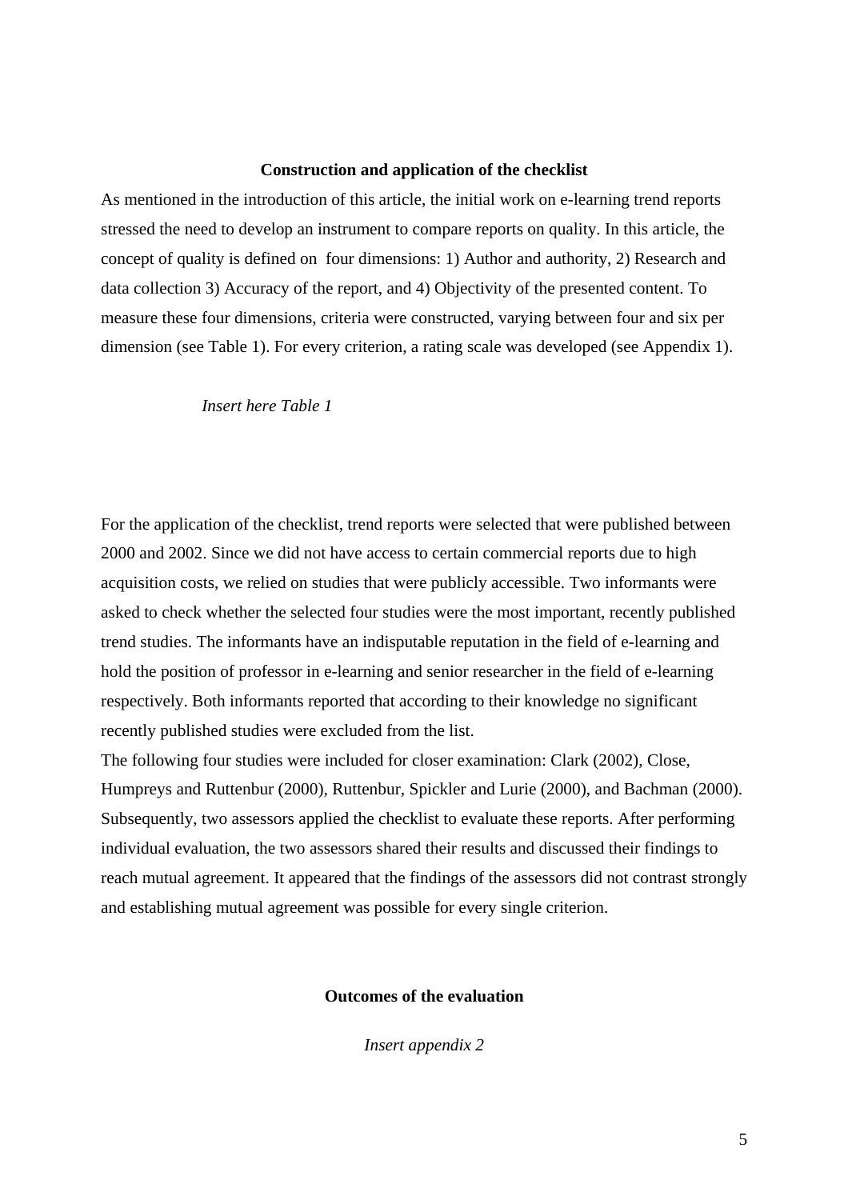## Construction and application of the checklist

As mentioned in the introduction of this article, the initial work on e-learning trend reports stressed the need to develop an instrument to compare reports on quality. In this article, the concept of quality is defined on four dimensions: 1) Author and authority, 2) Research and data collection 3) Accuracy of the report, and 4) Objectivity of the presented content. To measure these four dimensions, criteria were constructed, varying between four and six per dimension (see Table 1). For every criterion, a rating scale was developed (see Appendix 1).

*Insert here Table 1*

For the application of the checklist, trend reports were selected that were published between 2000 and 2002. Since we did not have access to certain commercial reports due to high acquisition costs, we relied on studies that were publicly accessible. Two informants were asked to check whether the selected four studies were the most important, recently published trend studies. The informants have an indisputable reputation in the field of e-learning and hold the position of professor in e-learning and senior researcher in the field of e-learning respectively. Both informants reported that according to their knowledge no significant recently published studies were excluded from the list.

The following four studies were included for closer examination: Clark (2002), Close, Humpreys and Ruttenbur (2000), Ruttenbur, Spickler and Lurie (2000), and Bachman (2000). Subsequently, two assessors applied the checklist to evaluate these reports. After performing individual evaluation, the two assessors shared their results and discussed their findings to reach mutual agreement. It appeared that the findings of the assessors did not contrast strongly and establishing mutual agreement was possible for every single criterion.

## Outcomes of the evaluation

*Insert appendix 2*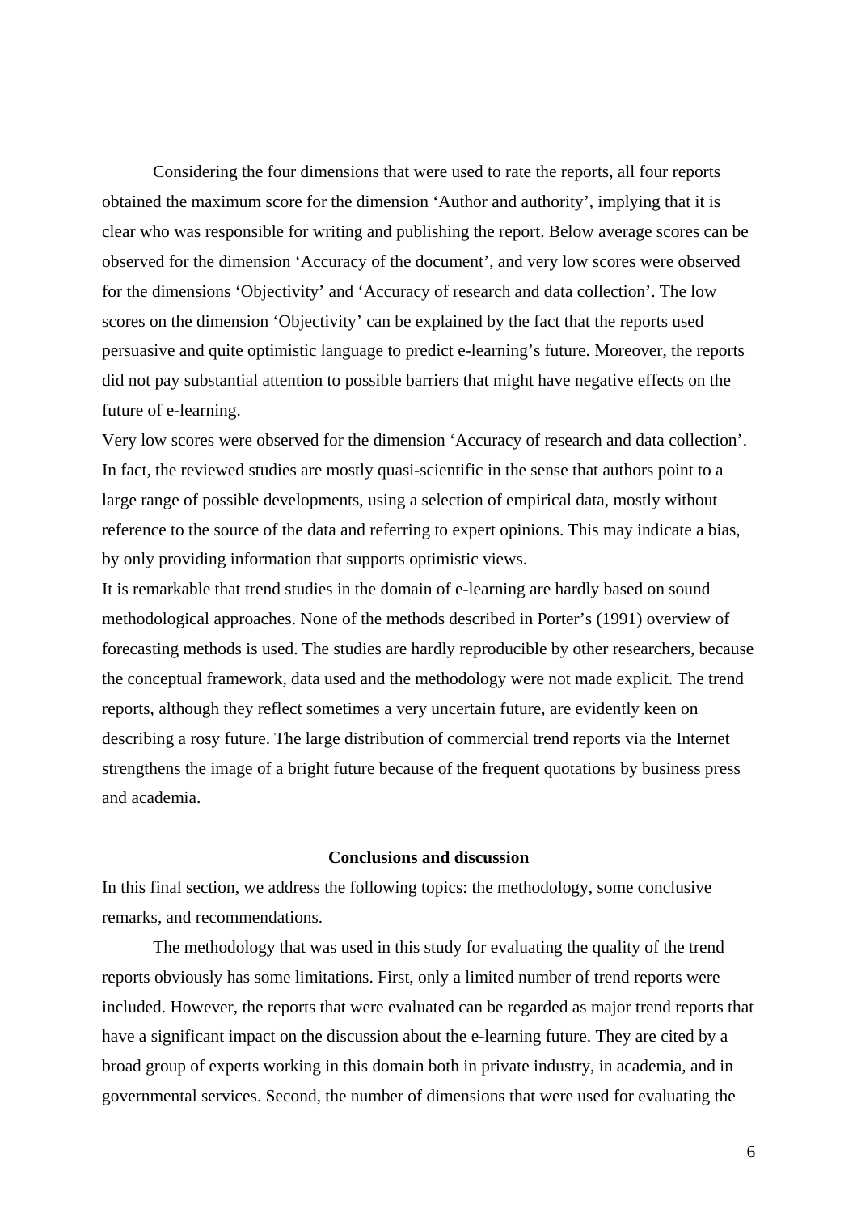Considering the four dimensions that were used to rate the reports, all four reports obtained the maximum score for the dimension 'Author and authority', implying that it is clear who was responsible for writing and publishing the report. Below average scores can be observed for the dimension 'Accuracy of the document', and very low scores were observed for the dimensions 'Objectivity' and 'Accuracy of research and data collection'. The low scores on the dimension 'Objectivity' can be explained by the fact that the reports used persuasive and quite optimistic language to predict e-learning's future. Moreover, the reports did not pay substantial attention to possible barriers that might have negative effects on the future of e-learning.

Very low scores were observed for the dimension 'Accuracy of research and data collection'. In fact, the reviewed studies are mostly quasi-scientific in the sense that authors point to a large range of possible developments, using a selection of empirical data, mostly without reference to the source of the data and referring to expert opinions. This may indicate a bias, by only providing information that supports optimistic views.

It is remarkable that trend studies in the domain of e-learning are hardly based on sound methodological approaches. None of the methods described in Porter's (1991) overview of forecasting methods is used. The studies are hardly reproducible by other researchers, because the conceptual framework, data used and the methodology were not made explicit. The trend reports, although they reflect sometimes a very uncertain future, are evidently keen on describing a rosy future. The large distribution of commercial trend reports via the Internet strengthens the image of a bright future because of the frequent quotations by business press and academia.

## Conclusions and discussion

In this final section, we address the following topics: the methodology, some conclusive remarks, and recommendations.

The methodology that was used in this study for evaluating the quality of the trend reports obviously has some limitations. First, only a limited number of trend reports were included. However, the reports that were evaluated can be regarded as major trend reports that have a significant impact on the discussion about the e-learning future. They are cited by a broad group of experts working in this domain both in private industry, in academia, and in governmental services. Second, the number of dimensions that were used for evaluating the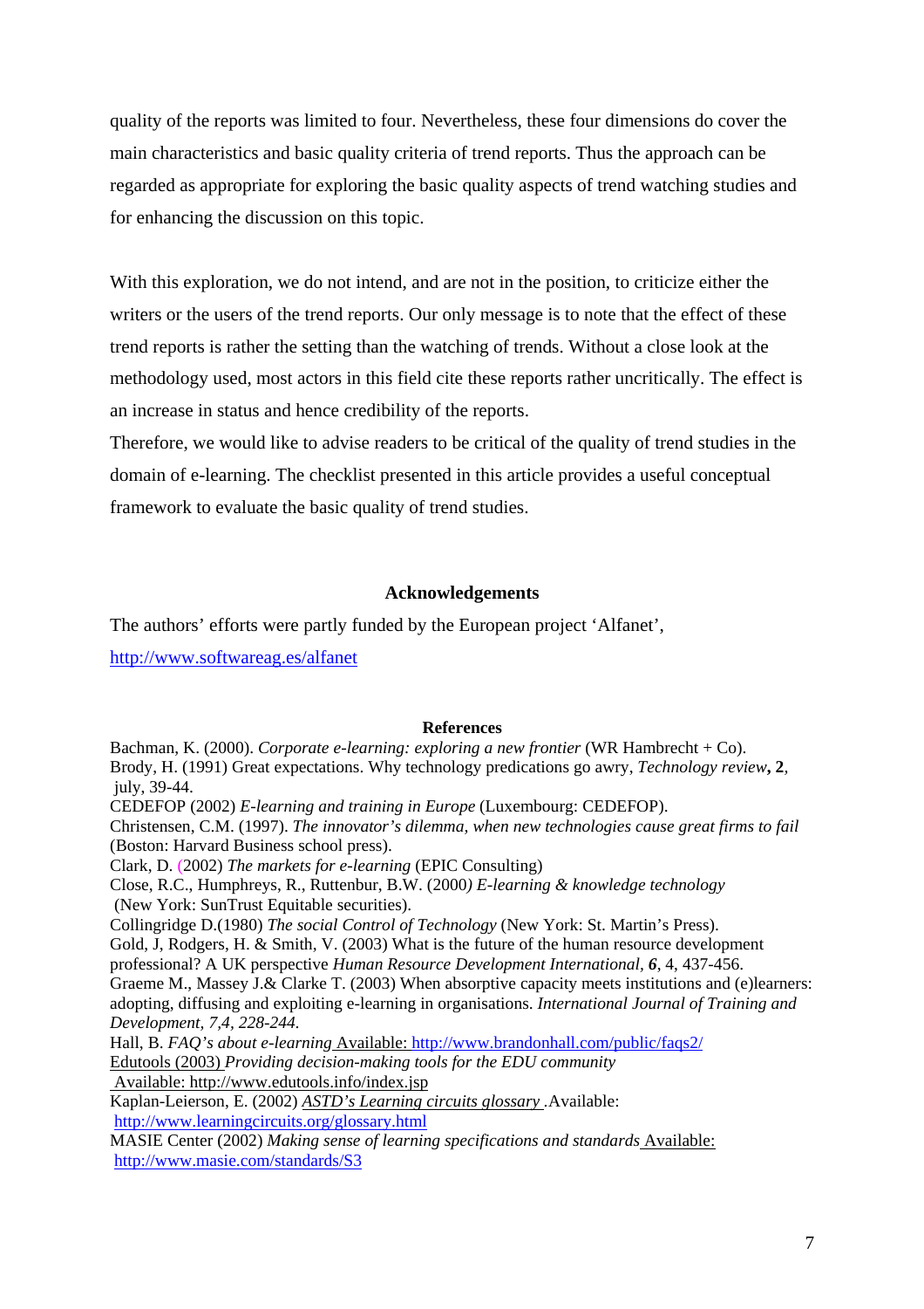quality of the reports was limited to four. Nevertheless, these four dimensions do cover the main characteristics and basic quality criteria of trend reports. Thus the approach can be regarded as appropriate for exploring the basic quality aspects of trend watching studies and for enhancing the discussion on this topic.

With this exploration, we do not intend, and are not in the position, to criticize either the writers or the users of the trend reports. Our only message is to note that the effect of these trend reports is rather the setting than the watching of trends. Without a close look at the methodology used, most actors in this field cite these reports rather uncritically. The effect is an increase in status and hence credibility of the reports.

Therefore, we would like to advise readers to be critical of the quality of trend studies in the domain of e-learning. The checklist presented in this article provides a useful conceptual framework to evaluate the basic quality of trend studies.

## Acknowledgements

The authors' efforts were partly funded by the European project 'Alfanet', http://www.softwareag.es/alfanet

## References

Bachman, K. (2000). *Corporate e-learning: exploring a new frontier* (WR Hambrecht + Co).

Brody, H. (1991) Great expectations. Why technology predications go awry, *Technology review*, **2**, july, 39-44.

CEDEFOP (2002) *E-learning and training in Europe* (Luxembourg: CEDEFOP).

Christensen, C.M. (1997). *The innovator's dilemma, when new technologies cause great firms to fail* (Boston: Harvard Business school press).

Clark, D. (2002) *The markets for e-learning* (EPIC Consulting)

Close, R.C., Humphreys, R., Ruttenbur, B.W. (2000*) E-learning & knowledge technology* (New York: SunTrust Equitable securities).

Collingridge D.(1980) *The social Control of Technology* (New York: St. Martin's Press).

Gold, J, Rodgers, H. & Smith, V. (2003) What is the future of the human resource development professional? A UK perspective *Human Resource Development International,* ***6***, 4, 437-456.

Graeme M., Massey J.& Clarke T. (2003) When absorptive capacity meets institutions and (e)learners: adopting, diffusing and exploiting e-learning in organisations. *International Journal of Training and Development, 7,4, 228-244.*

Hall, B. *FAQ's about e-learning* Available: http://www.brandonhall.com/public/faqs2/

Edutools (2003) *Providing decision-making tools for the EDU community* Available: http://www.edutools.info/index.jsp

Kaplan-Leierson, E. (2002) *ASTD's Learning circuits glossary* .Available: http://www.learningcircuits.org/glossary.html

MASIE Center (2002) *Making sense of learning specifications and standards* Available: http://www.masie.com/standards/S3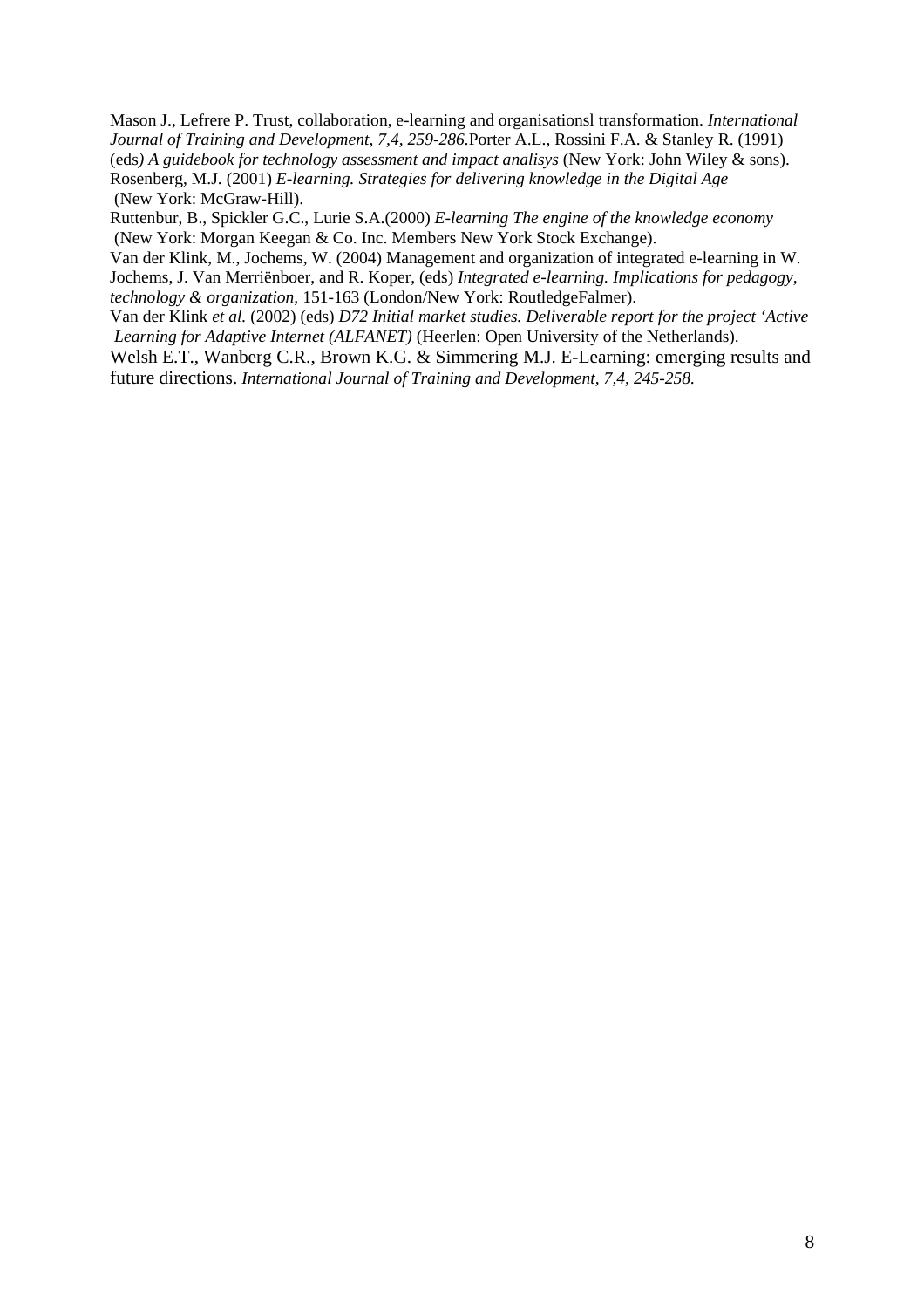Mason J., Lefrere P. Trust, collaboration, e-learning and organisationsl transformation. *International Journal of Training and Development, 7,4, 259-286.*Porter A.L., Rossini F.A. & Stanley R. (1991) (eds*) A guidebook for technology assessment and impact analisys* (New York: John Wiley & sons).

Rosenberg, M.J. (2001) *E-learning. Strategies for delivering knowledge in the Digital Age* (New York: McGraw-Hill).

Ruttenbur, B., Spickler G.C., Lurie S.A.(2000) *E-learning The engine of the knowledge economy* (New York: Morgan Keegan & Co. Inc. Members New York Stock Exchange).

Van der Klink, M., Jochems, W. (2004) Management and organization of integrated e-learning in W. Jochems, J. Van Merriënboer, and R. Koper, (eds) *Integrated e-learning. Implications for pedagogy, technology & organization,* 151-163 (London/New York: RoutledgeFalmer).

Van der Klink *et al.* (2002) (eds) *D72 Initial market studies. Deliverable report for the project 'Active Learning for Adaptive Internet (ALFANET)* (Heerlen: Open University of the Netherlands).

Welsh E.T., Wanberg C.R., Brown K.G. & Simmering M.J. E-Learning: emerging results and future directions. *International Journal of Training and Development, 7,4, 245-258.*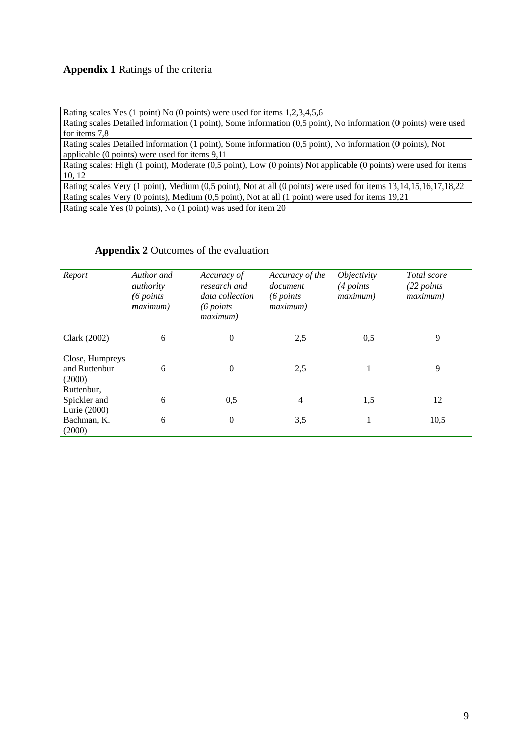**Appendix 1** Ratings of the criteria

| Rating scales |
|---|
| Rating scales Yes (1 point) No (0 points) were used for items 1,2,3,4,5,6 |
| Rating scales Detailed information (1 point), Some information (0,5 point), No information (0 points) were used for items 7,8 |
| Rating scales Detailed information (1 point), Some information (0,5 point), No information (0 points), Not applicable (0 points) were used for items 9,11 |
| Rating scales: High (1 point), Moderate (0,5 point), Low (0 points) Not applicable (0 points) were used for items 10, 12 |
| Rating scales Very (1 point), Medium (0,5 point), Not at all (0 points) were used for items 13,14,15,16,17,18,22 |
| Rating scales Very (0 points), Medium (0,5 point), Not at all (1 point) were used for items 19,21 |
| Rating scale Yes (0 points), No (1 point) was used for item 20 |

**Appendix 2** Outcomes of the evaluation

| *Report* | *Author and authority (6 points maximum)* | *Accuracy of research and data collection (6 points maximum)* | *Accuracy of the document (6 points maximum)* | *Objectivity (4 points maximum)* | *Total score (22 points maximum)* |
|---|---|---|---|---|---|
| Clark (2002) | 6 | 0 | 2,5 | 0,5 | 9 |
| Close, Humpreys and Ruttenbur (2000) | 6 | 0 | 2,5 | 1 | 9 |
| Ruttenbur, Spickler and Lurie (2000) | 6 | 0,5 | 4 | 1,5 | 12 |
| Bachman, K. (2000) | 6 | 0 | 3,5 | 1 | 10,5 |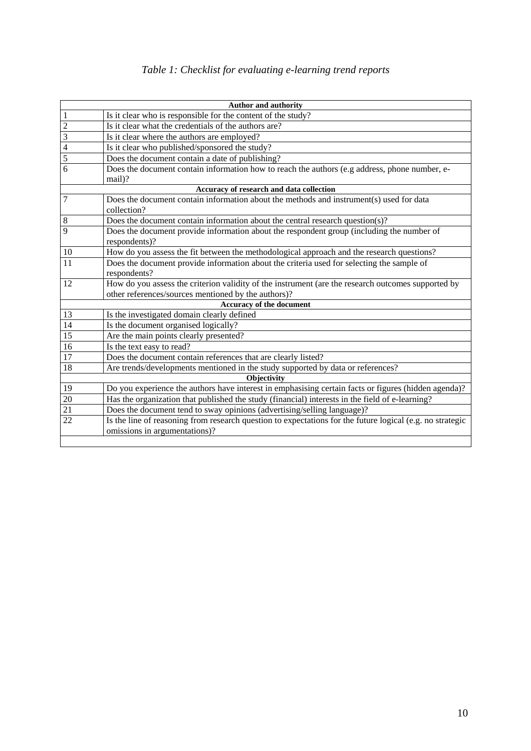*Table 1: Checklist for evaluating e-learning trend reports*

| | |
|---|---|
| | **Author and authority** |
| 1 | Is it clear who is responsible for the content of the study? |
| 2 | Is it clear what the credentials of the authors are? |
| 3 | Is it clear where the authors are employed? |
| 4 | Is it clear who published/sponsored the study? |
| 5 | Does the document contain a date of publishing? |
| 6 | Does the document contain information how to reach the authors (e.g address, phone number, e-mail)? |
| | **Accuracy of research and data collection** |
| 7 | Does the document contain information about the methods and instrument(s) used for data collection? |
| 8 | Does the document contain information about the central research question(s)? |
| 9 | Does the document provide information about the respondent group (including the number of respondents)? |
| 10 | How do you assess the fit between the methodological approach and the research questions? |
| 11 | Does the document provide information about the criteria used for selecting the sample of respondents? |
| 12 | How do you assess the criterion validity of the instrument (are the research outcomes supported by other references/sources mentioned by the authors)? |
| | **Accuracy of the document** |
| 13 | Is the investigated domain clearly defined |
| 14 | Is the document organised logically? |
| 15 | Are the main points clearly presented? |
| 16 | Is the text easy to read? |
| 17 | Does the document contain references that are clearly listed? |
| 18 | Are trends/developments mentioned in the study supported by data or references? |
| | **Objectivity** |
| 19 | Do you experience the authors have interest in emphasising certain facts or figures (hidden agenda)? |
| 20 | Has the organization that published the study (financial) interests in the field of e-learning? |
| 21 | Does the document tend to sway opinions (advertising/selling language)? |
| 22 | Is the line of reasoning from research question to expectations for the future logical (e.g. no strategic omissions in argumentations)? |